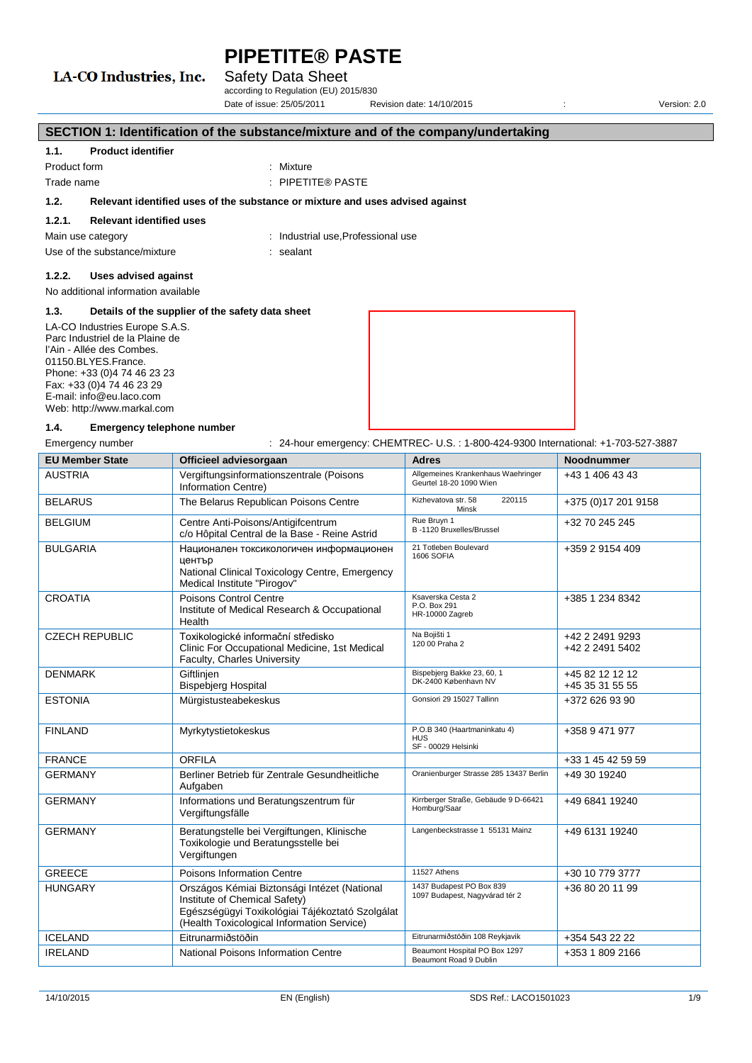# PIPETITE® PASTE

LA-CO Industries, Inc.

Safety Data Sheet

according to Regulation (EU) 2015/830

Date of issue: 25/05/2011 Revision date: 14/10/2015 : Version: 2.0

## SECTION 1: Identification of the substance/mixture and of the company/undertaking

### 1.1. Product identifier

Product form : Mixture

Trade name : PIPETITE® PASTE

### 1.2. Relevant identified uses of the substance or mixture and uses advised against

#### 1.2.1. Relevant identified uses

Main use category : Industrial use,Professional use

Use of the substance/mixture : sealant

#### 1.2.2. Uses advised against

No additional information available

### 1.3. Details of the supplier of the safety data sheet

LA-CO Industries Europe S.A.S.
Parc Industriel de la Plaine de l'Ain - Allée des Combes.
01150.BLYES.France.
Phone: +33 (0)4 74 46 23 23
Fax: +33 (0)4 74 46 23 29
E-mail: info@eu.laco.com
Web: http://www.markal.com

### 1.4. Emergency telephone number

Emergency number : 24-hour emergency: CHEMTREC- U.S. : 1-800-424-9300 International: +1-703-527-3887

| EU Member State | Officieel adviesorgaan | Adres | Noodnummer |
|---|---|---|---|
| AUSTRIA | Vergiftungsinformationszentrale (Poisons Information Centre) | Allgemeines Krankenhaus Waehringer Geurtel 18-20 1090 Wien | +43 1 406 43 43 |
| BELARUS | The Belarus Republican Poisons Centre | Kizhevatova str. 58 220115 Minsk | +375 (0)17 201 9158 |
| BELGIUM | Centre Anti-Poisons/Antigifcentrum c/o Hôpital Central de la Base - Reine Astrid | Rue Bruyn 1 B -1120 Bruxelles/Brussel | +32 70 245 245 |
| BULGARIA | Национален токсикологичен информационен център National Clinical Toxicology Centre, Emergency Medical Institute "Pirogov" | 21 Totleben Boulevard 1606 SOFIA | +359 2 9154 409 |
| CROATIA | Poisons Control Centre Institute of Medical Research & Occupational Health | Ksaverska Cesta 2 P.O. Box 291 HR-10000 Zagreb | +385 1 234 8342 |
| CZECH REPUBLIC | Toxikologické informační středisko Clinic For Occupational Medicine, 1st Medical Faculty, Charles University | Na Bojišti 1 120 00 Praha 2 | +42 2 2491 9293 +42 2 2491 5402 |
| DENMARK | Giftlinjen Bispebjerg Hospital | Bispebjerg Bakke 23, 60, 1 DK-2400 København NV | +45 82 12 12 12 +45 35 31 55 55 |
| ESTONIA | Mürgistusteabekeskus | Gonsiori 29 15027 Tallinn | +372 626 93 90 |
| FINLAND | Myrkytystietokeskus | P.O.B 340 (Haartmaninkatu 4) HUS SF - 00029 Helsinki | +358 9 471 977 |
| FRANCE | ORFILA | | +33 1 45 42 59 59 |
| GERMANY | Berliner Betrieb für Zentrale Gesundheitliche Aufgaben | Oranienburger Strasse 285 13437 Berlin | +49 30 19240 |
| GERMANY | Informations und Beratungszentrum für Vergiftungsfälle | Kirrberger Straße, Gebäude 9 D-66421 Homburg/Saar | +49 6841 19240 |
| GERMANY | Beratungstelle bei Vergiftungen, Klinische Toxikologie und Beratungsstelle bei Vergiftungen | Langenbeckstrasse 1 55131 Mainz | +49 6131 19240 |
| GREECE | Poisons Information Centre | 11527 Athens | +30 10 779 3777 |
| HUNGARY | Országos Kémiai Biztonsági Intézet (National Institute of Chemical Safety) Egészségügyi Toxikológiai Tájékoztató Szolgálat (Health Toxicological Information Service) | 1437 Budapest PO Box 839 1097 Budapest, Nagyvárad tér 2 | +36 80 20 11 99 |
| ICELAND | Eitrunarmiðstöðin | Eitrunarmiðstöðin 108 Reykjavik | +354 543 22 22 |
| IRELAND | National Poisons Information Centre | Beaumont Hospital PO Box 1297 Beaumont Road 9 Dublin | +353 1 809 2166 |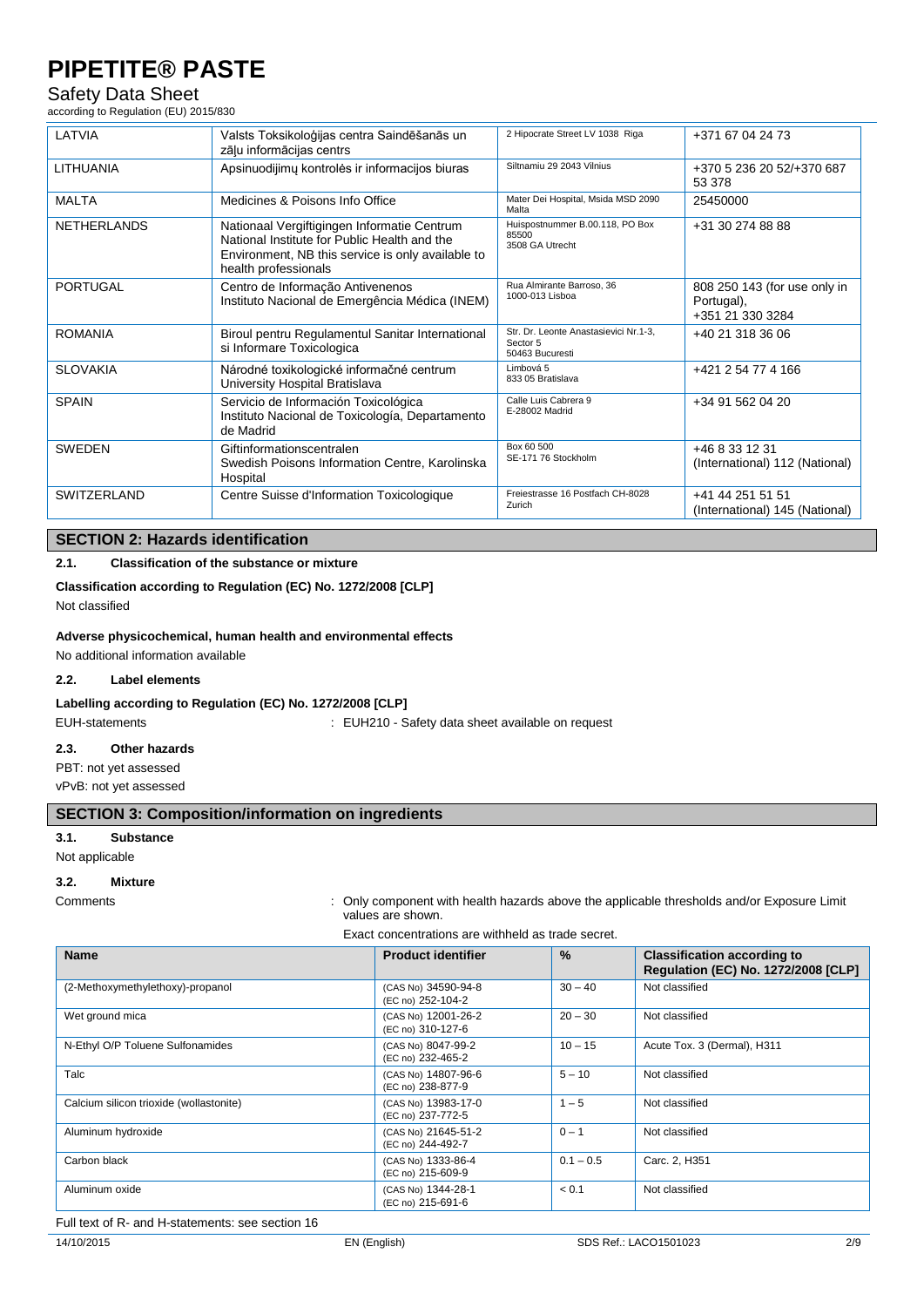| LATVIA | Valsts Toksikoloģijas centra Saindēšanās un zāļu informācijas centrs | 2 Hipocrate Street LV 1038 Riga | +371 67 04 24 73 |
|---|---|---|---|
| LITHUANIA | Apsinuodijimų kontrolės ir informacijos biuras | Siltnamiu 29 2043 Vilnius | +370 5 236 20 52/+370 687 53 378 |
| MALTA | Medicines & Poisons Info Office | Mater Dei Hospital, Msida MSD 2090 Malta | 25450000 |
| NETHERLANDS | Nationaal Vergiftigingen Informatie Centrum National Institute for Public Health and the Environment, NB this service is only available to health professionals | Huispostnummer B.00.118, PO Box 85500 3508 GA Utrecht | +31 30 274 88 88 |
| PORTUGAL | Centro de Informação Antivenenos Instituto Nacional de Emergência Médica (INEM) | Rua Almirante Barroso, 36 1000-013 Lisboa | 808 250 143 (for use only in Portugal), +351 21 330 3284 |
| ROMANIA | Biroul pentru Regulamentul Sanitar International si Informare Toxicologica | Str. Dr. Leonte Anastasievici Nr.1-3, Sector 5 50463 Bucuresti | +40 21 318 36 06 |
| SLOVAKIA | Národné toxikologické informačné centrum University Hospital Bratislava | Limbová 5 833 05 Bratislava | +421 2 54 77 4 166 |
| SPAIN | Servicio de Información Toxicológica Instituto Nacional de Toxicología, Departamento de Madrid | Calle Luis Cabrera 9 E-28002 Madrid | +34 91 562 04 20 |
| SWEDEN | Giftinformationscentralen Swedish Poisons Information Centre, Karolinska Hospital | Box 60 500 SE-171 76 Stockholm | +46 8 33 12 31 (International) 112 (National) |
| SWITZERLAND | Centre Suisse d'Information Toxicologique | Freiestrasse 16 Postfach CH-8028 Zurich | +41 44 251 51 51 (International) 145 (National) |

## SECTION 2: Hazards identification

### 2.1. Classification of the substance or mixture

**Classification according to Regulation (EC) No. 1272/2008 [CLP]**

Not classified

**Adverse physicochemical, human health and environmental effects**

No additional information available

### 2.2. Label elements

**Labelling according to Regulation (EC) No. 1272/2008 [CLP]**

EUH-statements : EUH210 - Safety data sheet available on request

### 2.3. Other hazards

PBT: not yet assessed

vPvB: not yet assessed

## SECTION 3: Composition/information on ingredients

### 3.1. Substance

Not applicable

### 3.2. Mixture

Comments : Only component with health hazards above the applicable thresholds and/or Exposure Limit values are shown.

Exact concentrations are withheld as trade secret.

| Name | Product identifier | % | Classification according to Regulation (EC) No. 1272/2008 [CLP] |
|---|---|---|---|
| (2-Methoxymethylethoxy)-propanol | (CAS No) 34590-94-8 (EC no) 252-104-2 | 30 – 40 | Not classified |
| Wet ground mica | (CAS No) 12001-26-2 (EC no) 310-127-6 | 20 – 30 | Not classified |
| N-Ethyl O/P Toluene Sulfonamides | (CAS No) 8047-99-2 (EC no) 232-465-2 | 10 – 15 | Acute Tox. 3 (Dermal), H311 |
| Talc | (CAS No) 14807-96-6 (EC no) 238-877-9 | 5 – 10 | Not classified |
| Calcium silicon trioxide (wollastonite) | (CAS No) 13983-17-0 (EC no) 237-772-5 | 1 – 5 | Not classified |
| Aluminum hydroxide | (CAS No) 21645-51-2 (EC no) 244-492-7 | 0 – 1 | Not classified |
| Carbon black | (CAS No) 1333-86-4 (EC no) 215-609-9 | 0.1 – 0.5 | Carc. 2, H351 |
| Aluminum oxide | (CAS No) 1344-28-1 (EC no) 215-691-6 | < 0.1 | Not classified |

Full text of R- and H-statements: see section 16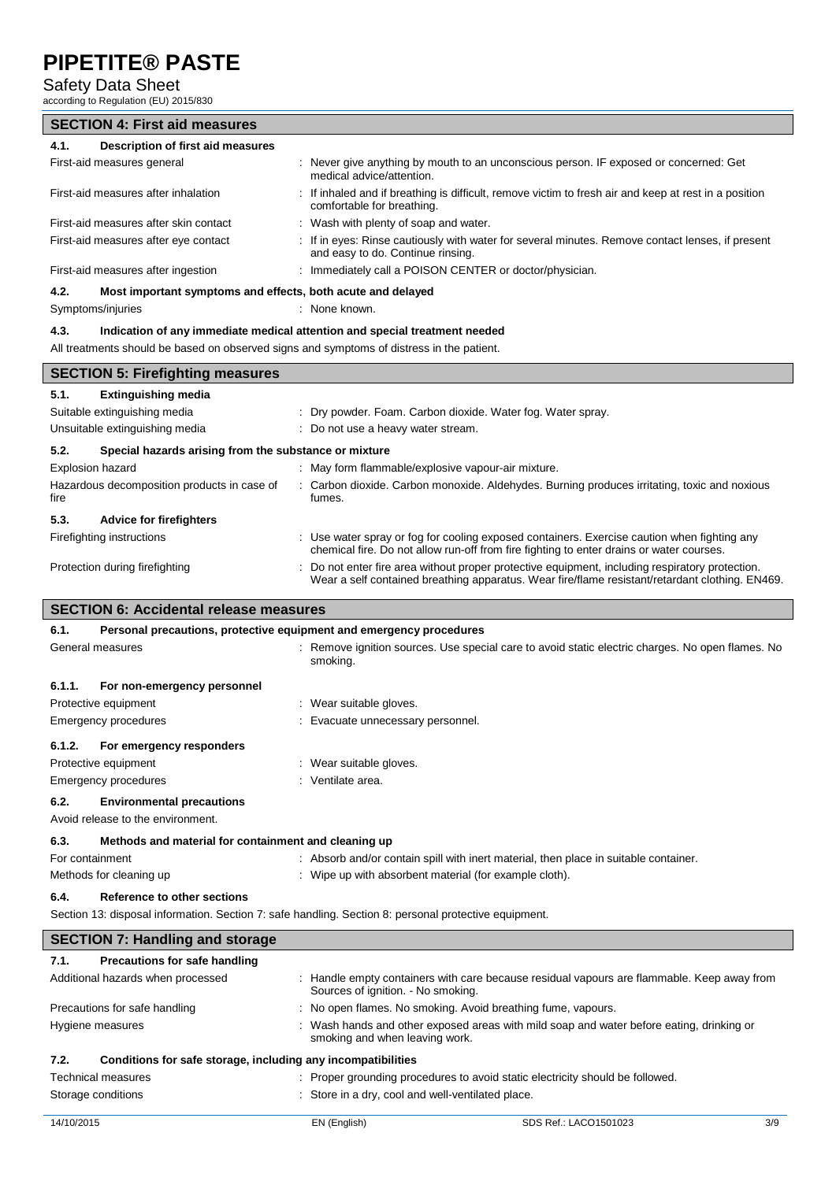## SECTION 4: First aid measures

### 4.1. Description of first aid measures

| | |
|---|---|
| First-aid measures general | : Never give anything by mouth to an unconscious person. IF exposed or concerned: Get medical advice/attention. |
| First-aid measures after inhalation | : If inhaled and if breathing is difficult, remove victim to fresh air and keep at rest in a position comfortable for breathing. |
| First-aid measures after skin contact | : Wash with plenty of soap and water. |
| First-aid measures after eye contact | : If in eyes: Rinse cautiously with water for several minutes. Remove contact lenses, if present and easy to do. Continue rinsing. |
| First-aid measures after ingestion | : Immediately call a POISON CENTER or doctor/physician. |

### 4.2. Most important symptoms and effects, both acute and delayed

| | |
|---|---|
| Symptoms/injuries | : None known. |

### 4.3. Indication of any immediate medical attention and special treatment needed

All treatments should be based on observed signs and symptoms of distress in the patient.

## SECTION 5: Firefighting measures

### 5.1. Extinguishing media

| | |
|---|---|
| Suitable extinguishing media | : Dry powder. Foam. Carbon dioxide. Water fog. Water spray. |
| Unsuitable extinguishing media | : Do not use a heavy water stream. |

### 5.2. Special hazards arising from the substance or mixture

| | |
|---|---|
| Explosion hazard | : May form flammable/explosive vapour-air mixture. |
| Hazardous decomposition products in case of fire | : Carbon dioxide. Carbon monoxide. Aldehydes. Burning produces irritating, toxic and noxious fumes. |

### 5.3. Advice for firefighters

| | |
|---|---|
| Firefighting instructions | : Use water spray or fog for cooling exposed containers. Exercise caution when fighting any chemical fire. Do not allow run-off from fire fighting to enter drains or water courses. |
| Protection during firefighting | : Do not enter fire area without proper protective equipment, including respiratory protection. Wear a self contained breathing apparatus. Wear fire/flame resistant/retardant clothing. EN469. |

## SECTION 6: Accidental release measures

### 6.1. Personal precautions, protective equipment and emergency procedures

| | |
|---|---|
| General measures | : Remove ignition sources. Use special care to avoid static electric charges. No open flames. No smoking. |

#### 6.1.1. For non-emergency personnel

| | |
|---|---|
| Protective equipment | : Wear suitable gloves. |
| Emergency procedures | : Evacuate unnecessary personnel. |

#### 6.1.2. For emergency responders

| | |
|---|---|
| Protective equipment | : Wear suitable gloves. |
| Emergency procedures | : Ventilate area. |

### 6.2. Environmental precautions

Avoid release to the environment.

### 6.3. Methods and material for containment and cleaning up

| | |
|---|---|
| For containment | : Absorb and/or contain spill with inert material, then place in suitable container. |
| Methods for cleaning up | : Wipe up with absorbent material (for example cloth). |

### 6.4. Reference to other sections

Section 13: disposal information. Section 7: safe handling. Section 8: personal protective equipment.

## SECTION 7: Handling and storage

### 7.1. Precautions for safe handling

| | |
|---|---|
| Additional hazards when processed | : Handle empty containers with care because residual vapours are flammable. Keep away from Sources of ignition. - No smoking. |
| Precautions for safe handling | : No open flames. No smoking. Avoid breathing fume, vapours. |
| Hygiene measures | : Wash hands and other exposed areas with mild soap and water before eating, drinking or smoking and when leaving work. |

### 7.2. Conditions for safe storage, including any incompatibilities

| | |
|---|---|
| Technical measures | : Proper grounding procedures to avoid static electricity should be followed. |
| Storage conditions | : Store in a dry, cool and well-ventilated place. |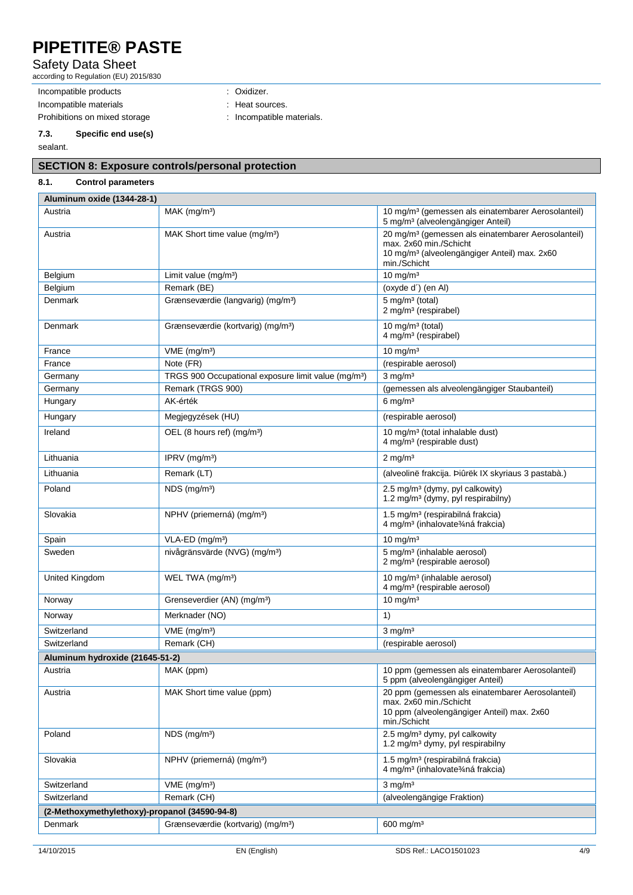| | | |
|---|---|---|
| Incompatible products | : | Oxidizer. |
| Incompatible materials | : | Heat sources. |
| Prohibitions on mixed storage | : | Incompatible materials. |

### 7.3. Specific end use(s)

sealant.

## SECTION 8: Exposure controls/personal protection

### 8.1. Control parameters

| Aluminum oxide (1344-28-1) | | |
|---|---|---|
| Austria | MAK (mg/m³) | 10 mg/m³ (gemessen als einatembarer Aerosolanteil)<br>5 mg/m³ (alveolengängiger Anteil) |
| Austria | MAK Short time value (mg/m³) | 20 mg/m³ (gemessen als einatembarer Aerosolanteil) max. 2x60 min./Schicht<br>10 mg/m³ (alveolengängiger Anteil) max. 2x60 min./Schicht |
| Belgium | Limit value (mg/m³) | 10 mg/m³ |
| Belgium | Remark (BE) | (oxyde d´) (en Al) |
| Denmark | Grænseværdie (langvarig) (mg/m³) | 5 mg/m³ (total)<br>2 mg/m³ (respirabel) |
| Denmark | Grænseværdie (kortvarig) (mg/m³) | 10 mg/m³ (total)<br>4 mg/m³ (respirabel) |
| France | VME (mg/m³) | 10 mg/m³ |
| France | Note (FR) | (respirable aerosol) |
| Germany | TRGS 900 Occupational exposure limit value (mg/m³) | 3 mg/m³ |
| Germany | Remark (TRGS 900) | (gemessen als alveolengängiger Staubanteil) |
| Hungary | AK-érték | 6 mg/m³ |
| Hungary | Megjegyzések (HU) | (respirable aerosol) |
| Ireland | OEL (8 hours ref) (mg/m³) | 10 mg/m³ (total inhalable dust)<br>4 mg/m³ (respirable dust) |
| Lithuania | IPRV (mg/m³) | 2 mg/m³ |
| Lithuania | Remark (LT) | (alveolinë frakcija. Þiûrëk IX skyriaus 3 pastabà.) |
| Poland | NDS (mg/m³) | 2.5 mg/m³ (dymy, pyl calkowity)<br>1.2 mg/m³ (dymy, pyl respirabilny) |
| Slovakia | NPHV (priemerná) (mg/m³) | 1.5 mg/m³ (respirabilná frakcia)<br>4 mg/m³ (inhalovate¾ná frakcia) |
| Spain | VLA-ED (mg/m³) | 10 mg/m³ |
| Sweden | nivågränsvärde (NVG) (mg/m³) | 5 mg/m³ (inhalable aerosol)<br>2 mg/m³ (respirable aerosol) |
| United Kingdom | WEL TWA (mg/m³) | 10 mg/m³ (inhalable aerosol)<br>4 mg/m³ (respirable aerosol) |
| Norway | Grenseverdier (AN) (mg/m³) | 10 mg/m³ |
| Norway | Merknader (NO) | 1) |
| Switzerland | VME (mg/m³) | 3 mg/m³ |
| Switzerland | Remark (CH) | (respirable aerosol) |
| **Aluminum hydroxide (21645-51-2)** | | |
| Austria | MAK (ppm) | 10 ppm (gemessen als einatembarer Aerosolanteil)<br>5 ppm (alveolengängiger Anteil) |
| Austria | MAK Short time value (ppm) | 20 ppm (gemessen als einatembarer Aerosolanteil) max. 2x60 min./Schicht<br>10 ppm (alveolengängiger Anteil) max. 2x60 min./Schicht |
| Poland | NDS (mg/m³) | 2.5 mg/m³ dymy, pyl calkowity<br>1.2 mg/m³ dymy, pyl respirabilny |
| Slovakia | NPHV (priemerná) (mg/m³) | 1.5 mg/m³ (respirabilná frakcia)<br>4 mg/m³ (inhalovate¾ná frakcia) |
| Switzerland | VME (mg/m³) | 3 mg/m³ |
| Switzerland | Remark (CH) | (alveolengängige Fraktion) |
| **(2-Methoxymethylethoxy)-propanol (34590-94-8)** | | |
| Denmark | Grænseværdie (kortvarig) (mg/m³) | 600 mg/m³ |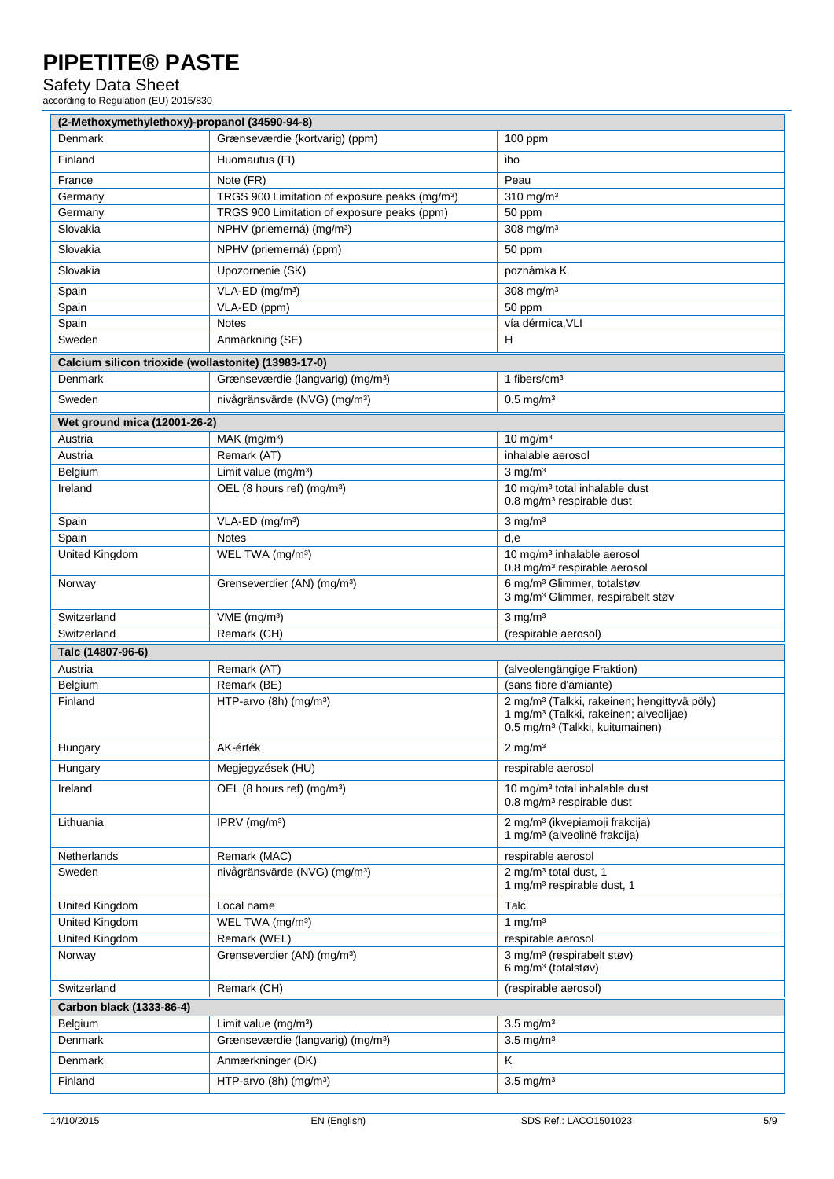# PIPETITE® PASTE

Safety Data Sheet

according to Regulation (EU) 2015/830

| (2-Methoxymethylethoxy)-propanol (34590-94-8) | | |
|---|---|---|
| Denmark | Grænseværdie (kortvarig) (ppm) | 100 ppm |
| Finland | Huomautus (FI) | iho |
| France | Note (FR) | Peau |
| Germany | TRGS 900 Limitation of exposure peaks (mg/m³) | 310 mg/m³ |
| Germany | TRGS 900 Limitation of exposure peaks (ppm) | 50 ppm |
| Slovakia | NPHV (priemerná) (mg/m³) | 308 mg/m³ |
| Slovakia | NPHV (priemerná) (ppm) | 50 ppm |
| Slovakia | Upozornenie (SK) | poznámka K |
| Spain | VLA-ED (mg/m³) | 308 mg/m³ |
| Spain | VLA-ED (ppm) | 50 ppm |
| Spain | Notes | vía dérmica,VLI |
| Sweden | Anmärkning (SE) | H |
| **Calcium silicon trioxide (wollastonite) (13983-17-0)** | | |
| Denmark | Grænseværdie (langvarig) (mg/m³) | 1 fibers/cm³ |
| Sweden | nivågränsvärde (NVG) (mg/m³) | 0.5 mg/m³ |
| **Wet ground mica (12001-26-2)** | | |
| Austria | MAK (mg/m³) | 10 mg/m³ |
| Austria | Remark (AT) | inhalable aerosol |
| Belgium | Limit value (mg/m³) | 3 mg/m³ |
| Ireland | OEL (8 hours ref) (mg/m³) | 10 mg/m³ total inhalable dust<br>0.8 mg/m³ respirable dust |
| Spain | VLA-ED (mg/m³) | 3 mg/m³ |
| Spain | Notes | d,e |
| United Kingdom | WEL TWA (mg/m³) | 10 mg/m³ inhalable aerosol<br>0.8 mg/m³ respirable aerosol |
| Norway | Grenseverdier (AN) (mg/m³) | 6 mg/m³ Glimmer, totalstøv<br>3 mg/m³ Glimmer, respirabelt støv |
| Switzerland | VME (mg/m³) | 3 mg/m³ |
| Switzerland | Remark (CH) | (respirable aerosol) |
| **Talc (14807-96-6)** | | |
| Austria | Remark (AT) | (alveolengängige Fraktion) |
| Belgium | Remark (BE) | (sans fibre d'amiante) |
| Finland | HTP-arvo (8h) (mg/m³) | 2 mg/m³ (Talkki, rakeinen; hengittyvä pöly)<br>1 mg/m³ (Talkki, rakeinen; alveolijae)<br>0.5 mg/m³ (Talkki, kuitumainen) |
| Hungary | AK-érték | 2 mg/m³ |
| Hungary | Megjegyzések (HU) | respirable aerosol |
| Ireland | OEL (8 hours ref) (mg/m³) | 10 mg/m³ total inhalable dust<br>0.8 mg/m³ respirable dust |
| Lithuania | IPRV (mg/m³) | 2 mg/m³ (ikvepiamoji frakcija)<br>1 mg/m³ (alveolinė frakcija) |
| Netherlands | Remark (MAC) | respirable aerosol |
| Sweden | nivågränsvärde (NVG) (mg/m³) | 2 mg/m³ total dust, 1<br>1 mg/m³ respirable dust, 1 |
| United Kingdom | Local name | Talc |
| United Kingdom | WEL TWA (mg/m³) | 1 mg/m³ |
| United Kingdom | Remark (WEL) | respirable aerosol |
| Norway | Grenseverdier (AN) (mg/m³) | 3 mg/m³ (respirabelt støv)<br>6 mg/m³ (totalstøv) |
| Switzerland | Remark (CH) | (respirable aerosol) |
| **Carbon black (1333-86-4)** | | |
| Belgium | Limit value (mg/m³) | 3.5 mg/m³ |
| Denmark | Grænseværdie (langvarig) (mg/m³) | 3.5 mg/m³ |
| Denmark | Anmærkninger (DK) | K |
| Finland | HTP-arvo (8h) (mg/m³) | 3.5 mg/m³ |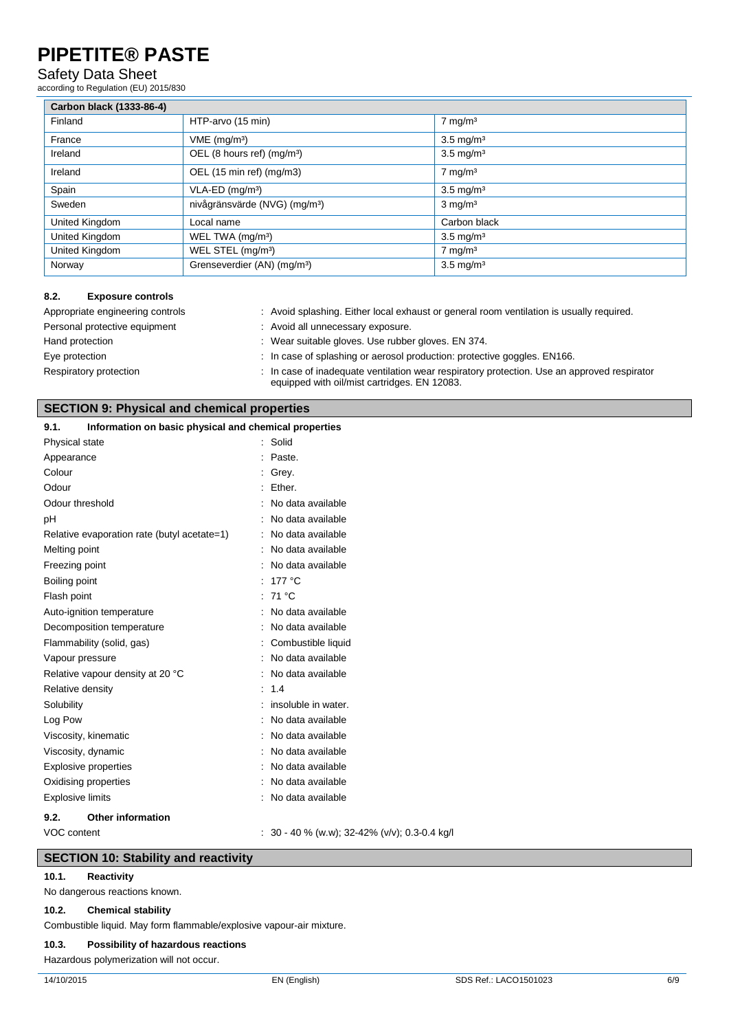| Carbon black (1333-86-4) | | |
|---|---|---|
| Finland | HTP-arvo (15 min) | 7 mg/m³ |
| France | VME (mg/m³) | 3.5 mg/m³ |
| Ireland | OEL (8 hours ref) (mg/m³) | 3.5 mg/m³ |
| Ireland | OEL (15 min ref) (mg/m3) | 7 mg/m³ |
| Spain | VLA-ED (mg/m³) | 3.5 mg/m³ |
| Sweden | nivågränsvärde (NVG) (mg/m³) | 3 mg/m³ |
| United Kingdom | Local name | Carbon black |
| United Kingdom | WEL TWA (mg/m³) | 3.5 mg/m³ |
| United Kingdom | WEL STEL (mg/m³) | 7 mg/m³ |
| Norway | Grenseverdier (AN) (mg/m³) | 3.5 mg/m³ |

### 8.2. Exposure controls

| | |
|---|---|
| Appropriate engineering controls | : Avoid splashing. Either local exhaust or general room ventilation is usually required. |
| Personal protective equipment | : Avoid all unnecessary exposure. |
| Hand protection | : Wear suitable gloves. Use rubber gloves. EN 374. |
| Eye protection | : In case of splashing or aerosol production: protective goggles. EN166. |
| Respiratory protection | : In case of inadequate ventilation wear respiratory protection. Use an approved respirator equipped with oil/mist cartridges. EN 12083. |

## SECTION 9: Physical and chemical properties

### 9.1. Information on basic physical and chemical properties

| | |
|---|---|
| Physical state | : Solid |
| Appearance | : Paste. |
| Colour | : Grey. |
| Odour | : Ether. |
| Odour threshold | : No data available |
| pH | : No data available |
| Relative evaporation rate (butyl acetate=1) | : No data available |
| Melting point | : No data available |
| Freezing point | : No data available |
| Boiling point | : 177 °C |
| Flash point | : 71 °C |
| Auto-ignition temperature | : No data available |
| Decomposition temperature | : No data available |
| Flammability (solid, gas) | : Combustible liquid |
| Vapour pressure | : No data available |
| Relative vapour density at 20 °C | : No data available |
| Relative density | : 1.4 |
| Solubility | : insoluble in water. |
| Log Pow | : No data available |
| Viscosity, kinematic | : No data available |
| Viscosity, dynamic | : No data available |
| Explosive properties | : No data available |
| Oxidising properties | : No data available |
| Explosive limits | : No data available |

### 9.2. Other information

| | |
|---|---|
| VOC content | : 30 - 40 % (w.w); 32-42% (v/v); 0.3-0.4 kg/l |

## SECTION 10: Stability and reactivity

### 10.1. Reactivity

No dangerous reactions known.

### 10.2. Chemical stability

Combustible liquid. May form flammable/explosive vapour-air mixture.

### 10.3. Possibility of hazardous reactions

Hazardous polymerization will not occur.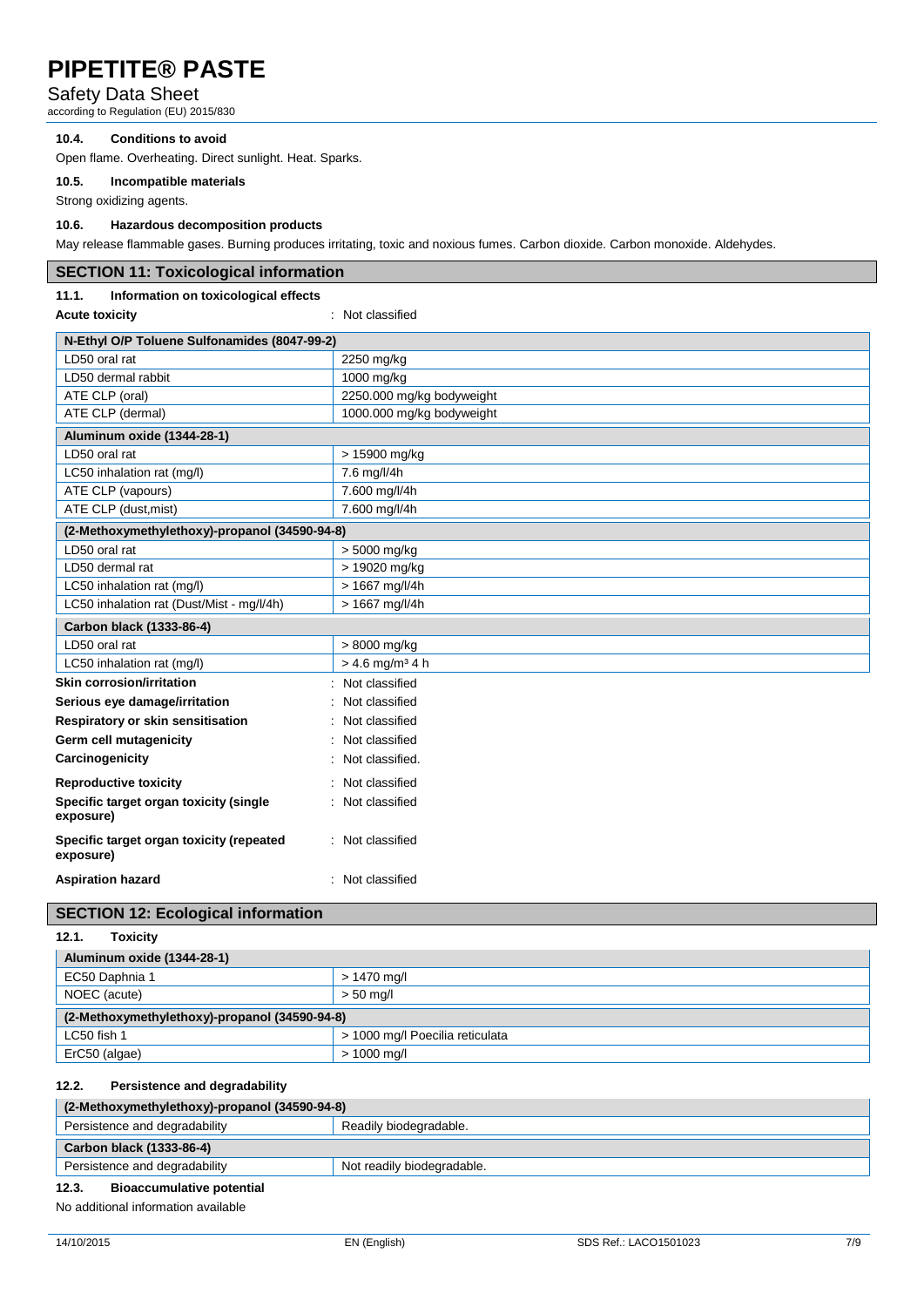### 10.4. Conditions to avoid

Open flame. Overheating. Direct sunlight. Heat. Sparks.

### 10.5. Incompatible materials

Strong oxidizing agents.

### 10.6. Hazardous decomposition products

May release flammable gases. Burning produces irritating, toxic and noxious fumes. Carbon dioxide. Carbon monoxide. Aldehydes.

## SECTION 11: Toxicological information

### 11.1. Information on toxicological effects

**Acute toxicity** : Not classified

| N-Ethyl O/P Toluene Sulfonamides (8047-99-2) | |
|---|---|
| LD50 oral rat | 2250 mg/kg |
| LD50 dermal rabbit | 1000 mg/kg |
| ATE CLP (oral) | 2250.000 mg/kg bodyweight |
| ATE CLP (dermal) | 1000.000 mg/kg bodyweight |
| **Aluminum oxide (1344-28-1)** | |
| LD50 oral rat | > 15900 mg/kg |
| LC50 inhalation rat (mg/l) | 7.6 mg/l/4h |
| ATE CLP (vapours) | 7.600 mg/l/4h |
| ATE CLP (dust,mist) | 7.600 mg/l/4h |
| **(2-Methoxymethylethoxy)-propanol (34590-94-8)** | |
| LD50 oral rat | > 5000 mg/kg |
| LD50 dermal rat | > 19020 mg/kg |
| LC50 inhalation rat (mg/l) | > 1667 mg/l/4h |
| LC50 inhalation rat (Dust/Mist - mg/l/4h) | > 1667 mg/l/4h |
| **Carbon black (1333-86-4)** | |
| LD50 oral rat | > 8000 mg/kg |
| LC50 inhalation rat (mg/l) | > 4.6 mg/m³ 4 h |

**Skin corrosion/irritation** : Not classified

**Serious eye damage/irritation** : Not classified

**Respiratory or skin sensitisation** : Not classified

**Germ cell mutagenicity** : Not classified

**Carcinogenicity** : Not classified.

**Reproductive toxicity** : Not classified

**Specific target organ toxicity (single exposure)** : Not classified

**Specific target organ toxicity (repeated exposure)** : Not classified

**Aspiration hazard** : Not classified

## SECTION 12: Ecological information

### 12.1. Toxicity

| Aluminum oxide (1344-28-1) | |
|---|---|
| EC50 Daphnia 1 | > 1470 mg/l |
| NOEC (acute) | > 50 mg/l |
| **(2-Methoxymethylethoxy)-propanol (34590-94-8)** | |
| LC50 fish 1 | > 1000 mg/l Poecilia reticulata |
| ErC50 (algae) | > 1000 mg/l |

### 12.2. Persistence and degradability

| (2-Methoxymethylethoxy)-propanol (34590-94-8) | |
|---|---|
| Persistence and degradability | Readily biodegradable. |
| **Carbon black (1333-86-4)** | |
| Persistence and degradability | Not readily biodegradable. |

### 12.3. Bioaccumulative potential

No additional information available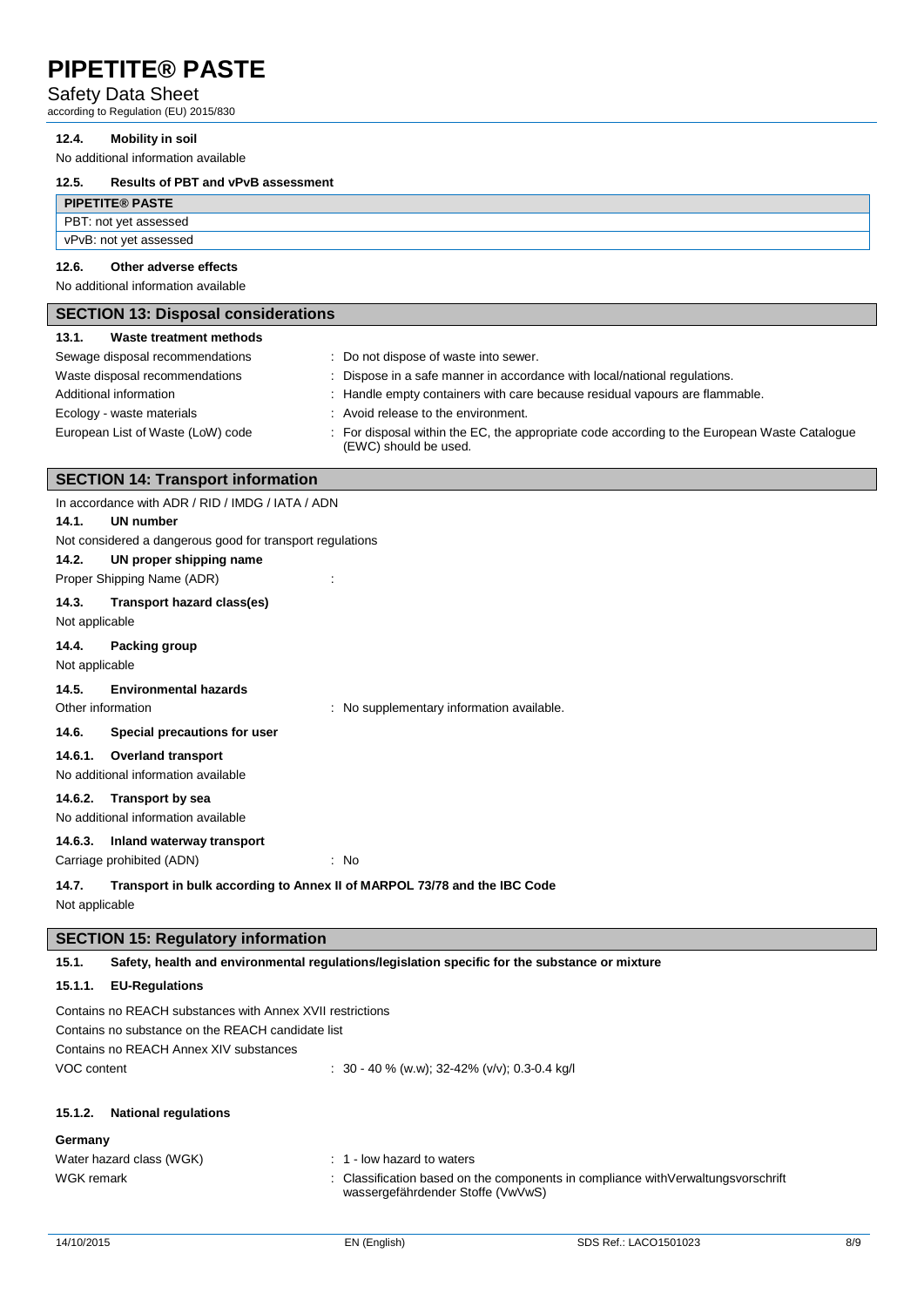#### 12.4. Mobility in soil

No additional information available

#### 12.5. Results of PBT and vPvB assessment

| PIPETITE® PASTE |
|---|
| PBT: not yet assessed |
| vPvB: not yet assessed |

#### 12.6. Other adverse effects

No additional information available

## SECTION 13: Disposal considerations

#### 13.1. Waste treatment methods

Sewage disposal recommendations : Do not dispose of waste into sewer.

Waste disposal recommendations : Dispose in a safe manner in accordance with local/national regulations.

Additional information : Handle empty containers with care because residual vapours are flammable.

Ecology - waste materials : Avoid release to the environment.

European List of Waste (LoW) code : For disposal within the EC, the appropriate code according to the European Waste Catalogue (EWC) should be used.

## SECTION 14: Transport information

In accordance with ADR / RID / IMDG / IATA / ADN

#### 14.1. UN number

Not considered a dangerous good for transport regulations

#### 14.2. UN proper shipping name

Proper Shipping Name (ADR) :

#### 14.3. Transport hazard class(es)

Not applicable

#### 14.4. Packing group

Not applicable

#### 14.5. Environmental hazards

Other information : No supplementary information available.

#### 14.6. Special precautions for user

##### 14.6.1. Overland transport

No additional information available

##### 14.6.2. Transport by sea

No additional information available

##### 14.6.3. Inland waterway transport

Carriage prohibited (ADN) : No

#### 14.7. Transport in bulk according to Annex II of MARPOL 73/78 and the IBC Code

Not applicable

## SECTION 15: Regulatory information

#### 15.1. Safety, health and environmental regulations/legislation specific for the substance or mixture

##### 15.1.1. EU-Regulations

Contains no REACH substances with Annex XVII restrictions

Contains no substance on the REACH candidate list

Contains no REACH Annex XIV substances

VOC content : 30 - 40 % (w.w); 32-42% (v/v); 0.3-0.4 kg/l

##### 15.1.2. National regulations

**Germany**

Water hazard class (WGK) : 1 - low hazard to waters

WGK remark : Classification based on the components in compliance withVerwaltungsvorschrift wassergefährdender Stoffe (VwVwS)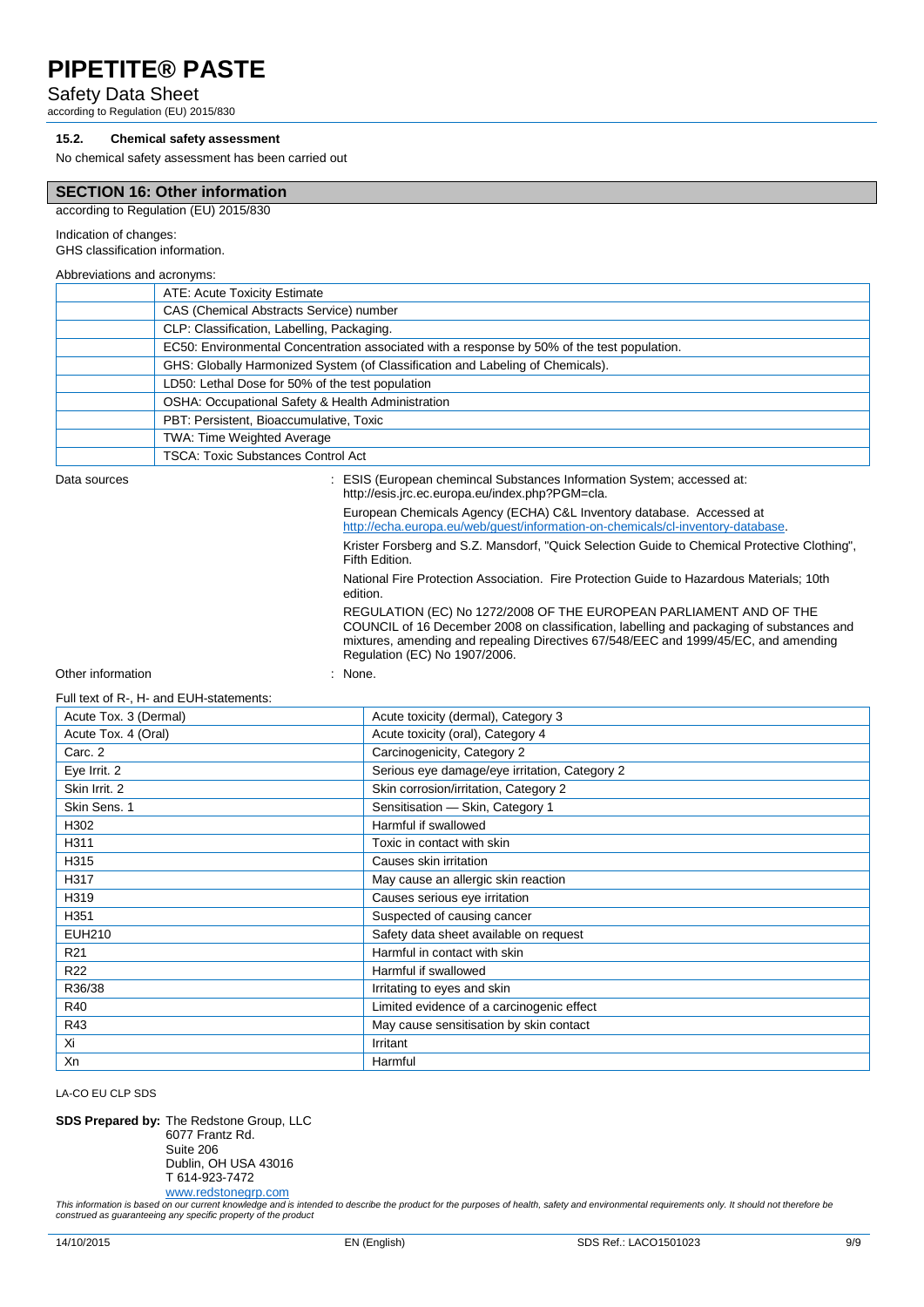### 15.2. Chemical safety assessment

No chemical safety assessment has been carried out

## SECTION 16: Other information

according to Regulation (EU) 2015/830

Indication of changes:
GHS classification information.

Abbreviations and acronyms:

| | |
|---|---|
| | ATE: Acute Toxicity Estimate |
| | CAS (Chemical Abstracts Service) number |
| | CLP: Classification, Labelling, Packaging. |
| | EC50: Environmental Concentration associated with a response by 50% of the test population. |
| | GHS: Globally Harmonized System (of Classification and Labeling of Chemicals). |
| | LD50: Lethal Dose for 50% of the test population |
| | OSHA: Occupational Safety & Health Administration |
| | PBT: Persistent, Bioaccumulative, Toxic |
| | TWA: Time Weighted Average |
| | TSCA: Toxic Substances Control Act |

Data sources : ESIS (European chemincal Substances Information System; accessed at: http://esis.jrc.ec.europa.eu/index.php?PGM=cla.

European Chemicals Agency (ECHA) C&L Inventory database. Accessed at http://echa.europa.eu/web/guest/information-on-chemicals/cl-inventory-database.

Krister Forsberg and S.Z. Mansdorf, "Quick Selection Guide to Chemical Protective Clothing", Fifth Edition.

National Fire Protection Association. Fire Protection Guide to Hazardous Materials; 10th edition.

REGULATION (EC) No 1272/2008 OF THE EUROPEAN PARLIAMENT AND OF THE COUNCIL of 16 December 2008 on classification, labelling and packaging of substances and mixtures, amending and repealing Directives 67/548/EEC and 1999/45/EC, and amending Regulation (EC) No 1907/2006.

Other information : None.

Full text of R-, H- and EUH-statements:

| | |
|---|---|
| Acute Tox. 3 (Dermal) | Acute toxicity (dermal), Category 3 |
| Acute Tox. 4 (Oral) | Acute toxicity (oral), Category 4 |
| Carc. 2 | Carcinogenicity, Category 2 |
| Eye Irrit. 2 | Serious eye damage/eye irritation, Category 2 |
| Skin Irrit. 2 | Skin corrosion/irritation, Category 2 |
| Skin Sens. 1 | Sensitisation — Skin, Category 1 |
| H302 | Harmful if swallowed |
| H311 | Toxic in contact with skin |
| H315 | Causes skin irritation |
| H317 | May cause an allergic skin reaction |
| H319 | Causes serious eye irritation |
| H351 | Suspected of causing cancer |
| EUH210 | Safety data sheet available on request |
| R21 | Harmful in contact with skin |
| R22 | Harmful if swallowed |
| R36/38 | Irritating to eyes and skin |
| R40 | Limited evidence of a carcinogenic effect |
| R43 | May cause sensitisation by skin contact |
| Xi | Irritant |
| Xn | Harmful |

LA-CO EU CLP SDS

**SDS Prepared by:** The Redstone Group, LLC
6077 Frantz Rd.
Suite 206
Dublin, OH USA 43016
T 614-923-7472
www.redstonegrp.com

*This information is based on our current knowledge and is intended to describe the product for the purposes of health, safety and environmental requirements only. It should not therefore be construed as guaranteeing any specific property of the product*